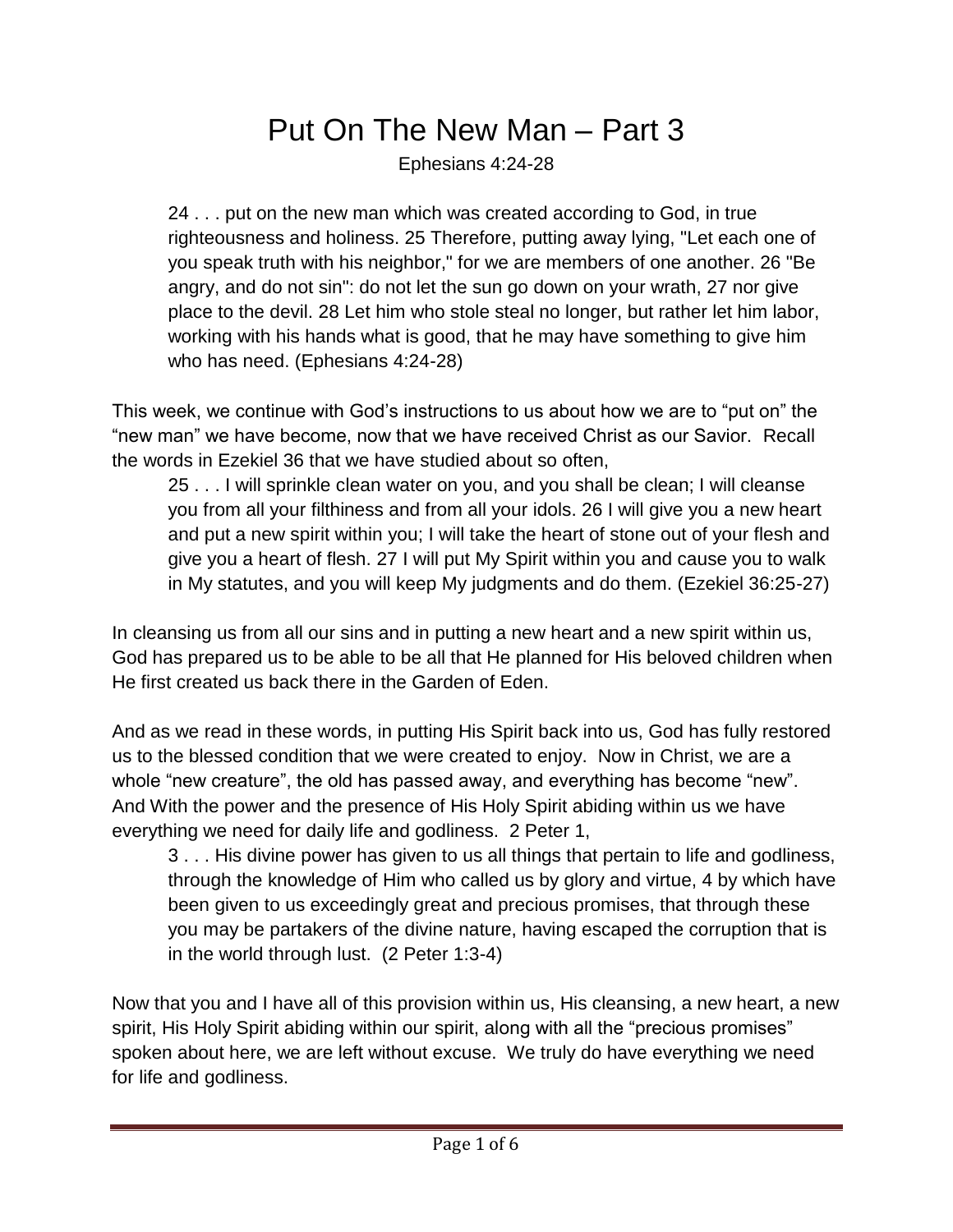# Put On The New Man – Part 3

Ephesians 4:24-28

> 24 . . . put on the new man which was created according to God, in true righteousness and holiness. 25 Therefore, putting away lying, "Let each one of you speak truth with his neighbor," for we are members of one another. 26 "Be angry, and do not sin": do not let the sun go down on your wrath, 27 nor give place to the devil. 28 Let him who stole steal no longer, but rather let him labor, working with his hands what is good, that he may have something to give him who has need. (Ephesians 4:24-28)

This week, we continue with God's instructions to us about how we are to "put on" the "new man" we have become, now that we have received Christ as our Savior. Recall the words in Ezekiel 36 that we have studied about so often,

> 25 . . . I will sprinkle clean water on you, and you shall be clean; I will cleanse you from all your filthiness and from all your idols. 26 I will give you a new heart and put a new spirit within you; I will take the heart of stone out of your flesh and give you a heart of flesh. 27 I will put My Spirit within you and cause you to walk in My statutes, and you will keep My judgments and do them. (Ezekiel 36:25-27)

In cleansing us from all our sins and in putting a new heart and a new spirit within us, God has prepared us to be able to be all that He planned for His beloved children when He first created us back there in the Garden of Eden.

And as we read in these words, in putting His Spirit back into us, God has fully restored us to the blessed condition that we were created to enjoy. Now in Christ, we are a whole "new creature", the old has passed away, and everything has become "new". And With the power and the presence of His Holy Spirit abiding within us we have everything we need for daily life and godliness. 2 Peter 1,

> 3 . . . His divine power has given to us all things that pertain to life and godliness, through the knowledge of Him who called us by glory and virtue, 4 by which have been given to us exceedingly great and precious promises, that through these you may be partakers of the divine nature, having escaped the corruption that is in the world through lust. (2 Peter 1:3-4)

Now that you and I have all of this provision within us, His cleansing, a new heart, a new spirit, His Holy Spirit abiding within our spirit, along with all the "precious promises" spoken about here, we are left without excuse. We truly do have everything we need for life and godliness.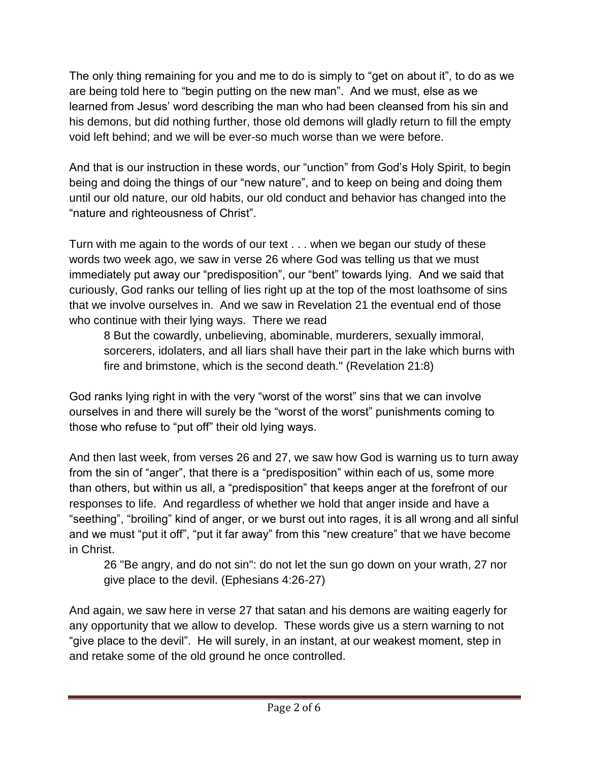The only thing remaining for you and me to do is simply to "get on about it", to do as we are being told here to "begin putting on the new man". And we must, else as we learned from Jesus' word describing the man who had been cleansed from his sin and his demons, but did nothing further, those old demons will gladly return to fill the empty void left behind; and we will be ever-so much worse than we were before.

And that is our instruction in these words, our "unction" from God's Holy Spirit, to begin being and doing the things of our "new nature", and to keep on being and doing them until our old nature, our old habits, our old conduct and behavior has changed into the "nature and righteousness of Christ".

Turn with me again to the words of our text . . . when we began our study of these words two week ago, we saw in verse 26 where God was telling us that we must immediately put away our "predisposition", our "bent" towards lying. And we said that curiously, God ranks our telling of lies right up at the top of the most loathsome of sins that we involve ourselves in. And we saw in Revelation 21 the eventual end of those who continue with their lying ways. There we read

> 8 But the cowardly, unbelieving, abominable, murderers, sexually immoral, sorcerers, idolaters, and all liars shall have their part in the lake which burns with fire and brimstone, which is the second death." (Revelation 21:8)

God ranks lying right in with the very "worst of the worst" sins that we can involve ourselves in and there will surely be the "worst of the worst" punishments coming to those who refuse to "put off" their old lying ways.

And then last week, from verses 26 and 27, we saw how God is warning us to turn away from the sin of "anger", that there is a "predisposition" within each of us, some more than others, but within us all, a "predisposition" that keeps anger at the forefront of our responses to life. And regardless of whether we hold that anger inside and have a "seething", "broiling" kind of anger, or we burst out into rages, it is all wrong and all sinful and we must "put it off", "put it far away" from this "new creature" that we have become in Christ.

> 26 "Be angry, and do not sin": do not let the sun go down on your wrath, 27 nor give place to the devil. (Ephesians 4:26-27)

And again, we saw here in verse 27 that satan and his demons are waiting eagerly for any opportunity that we allow to develop. These words give us a stern warning to not "give place to the devil". He will surely, in an instant, at our weakest moment, step in and retake some of the old ground he once controlled.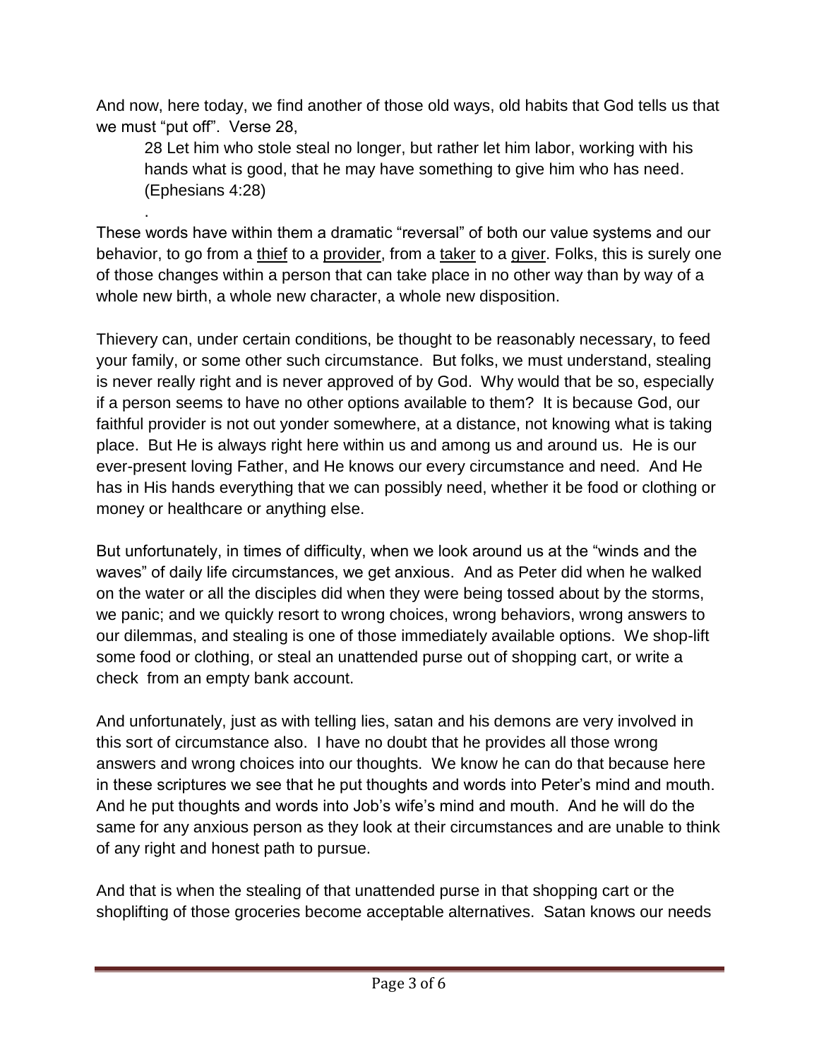And now, here today, we find another of those old ways, old habits that God tells us that we must "put off". Verse 28,

> 28 Let him who stole steal no longer, but rather let him labor, working with his hands what is good, that he may have something to give him who has need. (Ephesians 4:28)
>
> .

These words have within them a dramatic "reversal" of both our value systems and our behavior, to go from a <u>thief</u> to a <u>provider</u>, from a <u>taker</u> to a <u>giver</u>. Folks, this is surely one of those changes within a person that can take place in no other way than by way of a whole new birth, a whole new character, a whole new disposition.

Thievery can, under certain conditions, be thought to be reasonably necessary, to feed your family, or some other such circumstance. But folks, we must understand, stealing is never really right and is never approved of by God. Why would that be so, especially if a person seems to have no other options available to them? It is because God, our faithful provider is not out yonder somewhere, at a distance, not knowing what is taking place. But He is always right here within us and among us and around us. He is our ever-present loving Father, and He knows our every circumstance and need. And He has in His hands everything that we can possibly need, whether it be food or clothing or money or healthcare or anything else.

But unfortunately, in times of difficulty, when we look around us at the "winds and the waves" of daily life circumstances, we get anxious. And as Peter did when he walked on the water or all the disciples did when they were being tossed about by the storms, we panic; and we quickly resort to wrong choices, wrong behaviors, wrong answers to our dilemmas, and stealing is one of those immediately available options. We shop-lift some food or clothing, or steal an unattended purse out of shopping cart, or write a check from an empty bank account.

And unfortunately, just as with telling lies, satan and his demons are very involved in this sort of circumstance also. I have no doubt that he provides all those wrong answers and wrong choices into our thoughts. We know he can do that because here in these scriptures we see that he put thoughts and words into Peter's mind and mouth. And he put thoughts and words into Job's wife's mind and mouth. And he will do the same for any anxious person as they look at their circumstances and are unable to think of any right and honest path to pursue.

And that is when the stealing of that unattended purse in that shopping cart or the shoplifting of those groceries become acceptable alternatives. Satan knows our needs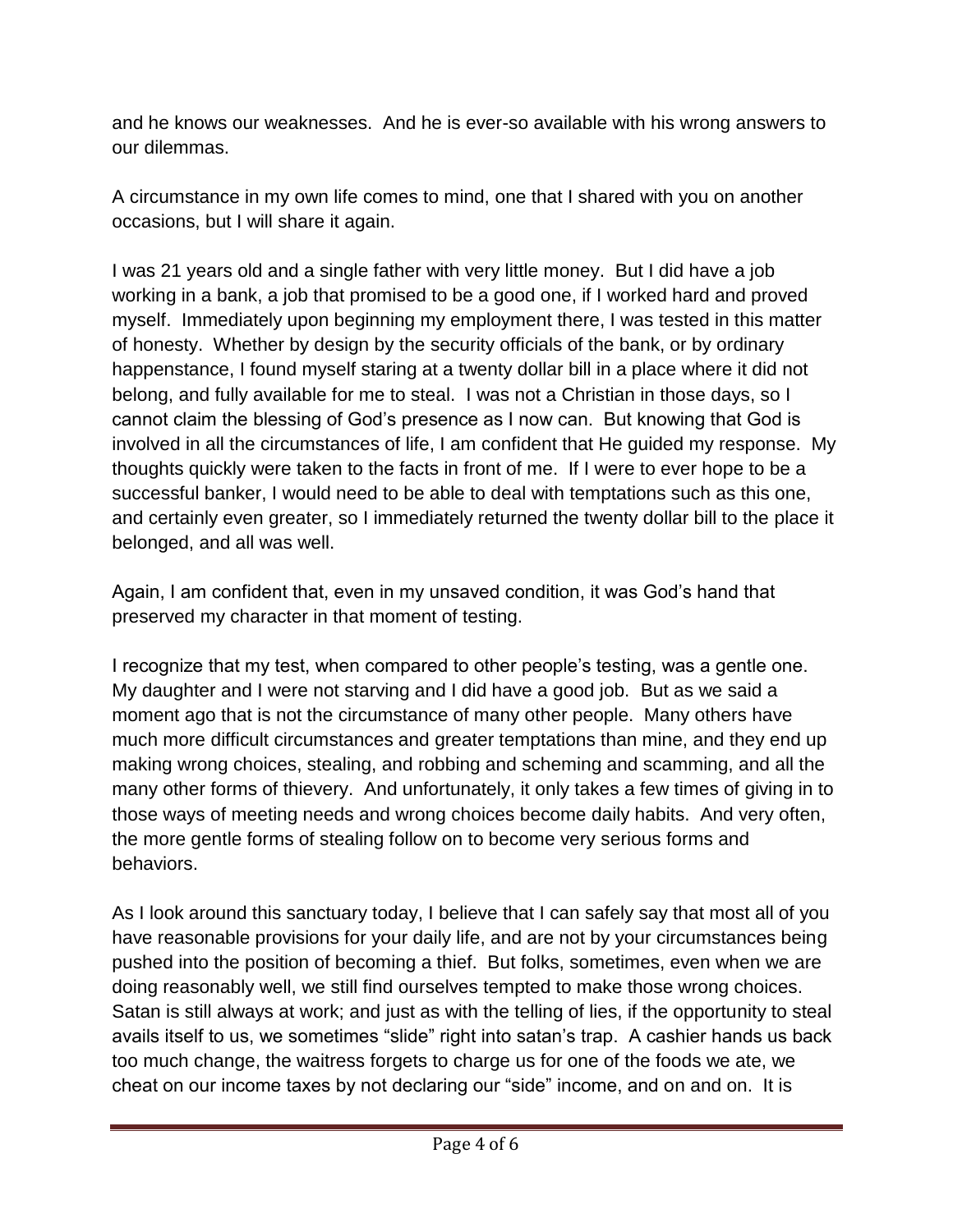and he knows our weaknesses. And he is ever-so available with his wrong answers to our dilemmas.

A circumstance in my own life comes to mind, one that I shared with you on another occasions, but I will share it again.

I was 21 years old and a single father with very little money. But I did have a job working in a bank, a job that promised to be a good one, if I worked hard and proved myself. Immediately upon beginning my employment there, I was tested in this matter of honesty. Whether by design by the security officials of the bank, or by ordinary happenstance, I found myself staring at a twenty dollar bill in a place where it did not belong, and fully available for me to steal. I was not a Christian in those days, so I cannot claim the blessing of God's presence as I now can. But knowing that God is involved in all the circumstances of life, I am confident that He guided my response. My thoughts quickly were taken to the facts in front of me. If I were to ever hope to be a successful banker, I would need to be able to deal with temptations such as this one, and certainly even greater, so I immediately returned the twenty dollar bill to the place it belonged, and all was well.

Again, I am confident that, even in my unsaved condition, it was God's hand that preserved my character in that moment of testing.

I recognize that my test, when compared to other people's testing, was a gentle one. My daughter and I were not starving and I did have a good job. But as we said a moment ago that is not the circumstance of many other people. Many others have much more difficult circumstances and greater temptations than mine, and they end up making wrong choices, stealing, and robbing and scheming and scamming, and all the many other forms of thievery. And unfortunately, it only takes a few times of giving in to those ways of meeting needs and wrong choices become daily habits. And very often, the more gentle forms of stealing follow on to become very serious forms and behaviors.

As I look around this sanctuary today, I believe that I can safely say that most all of you have reasonable provisions for your daily life, and are not by your circumstances being pushed into the position of becoming a thief. But folks, sometimes, even when we are doing reasonably well, we still find ourselves tempted to make those wrong choices. Satan is still always at work; and just as with the telling of lies, if the opportunity to steal avails itself to us, we sometimes "slide" right into satan's trap. A cashier hands us back too much change, the waitress forgets to charge us for one of the foods we ate, we cheat on our income taxes by not declaring our "side" income, and on and on. It is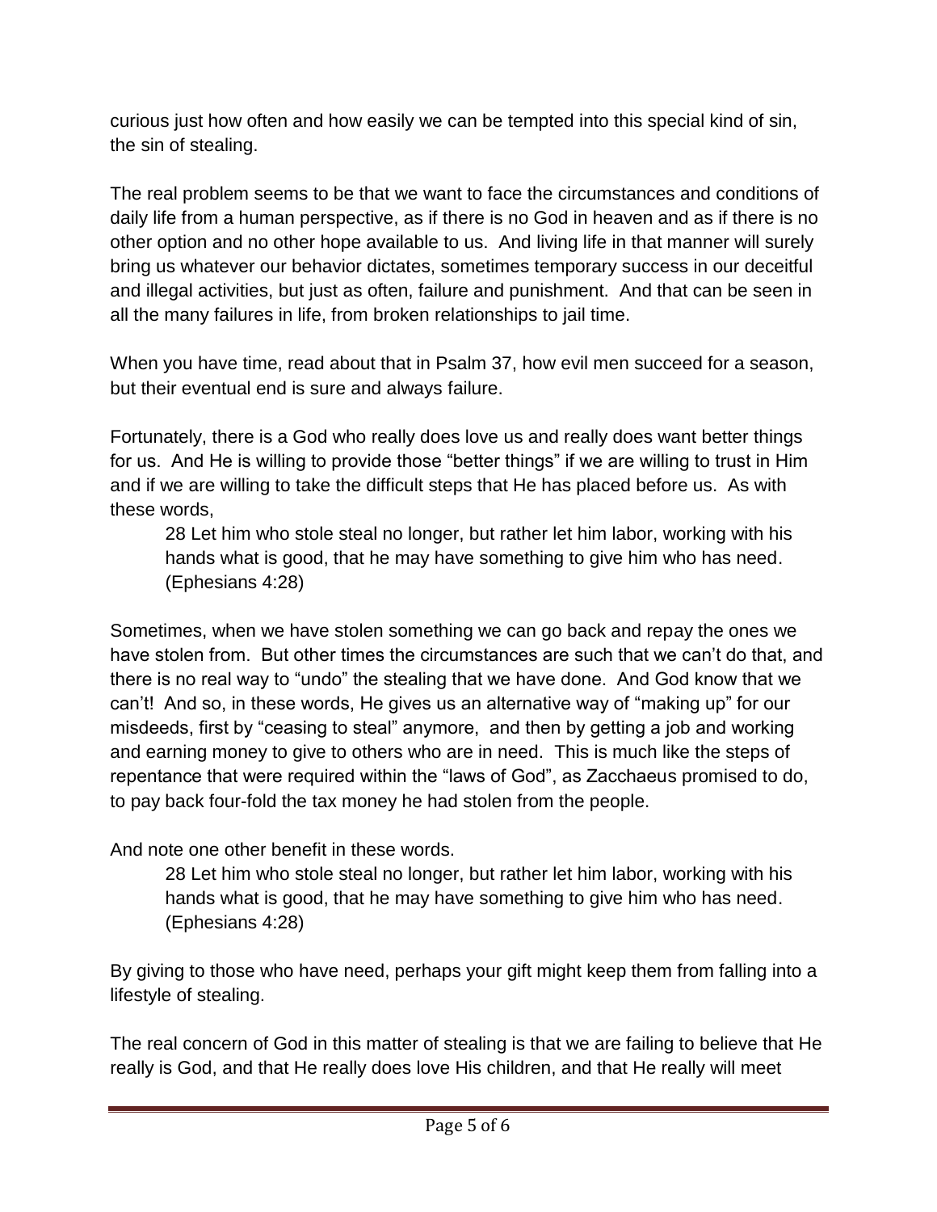curious just how often and how easily we can be tempted into this special kind of sin, the sin of stealing.

The real problem seems to be that we want to face the circumstances and conditions of daily life from a human perspective, as if there is no God in heaven and as if there is no other option and no other hope available to us. And living life in that manner will surely bring us whatever our behavior dictates, sometimes temporary success in our deceitful and illegal activities, but just as often, failure and punishment. And that can be seen in all the many failures in life, from broken relationships to jail time.

When you have time, read about that in Psalm 37, how evil men succeed for a season, but their eventual end is sure and always failure.

Fortunately, there is a God who really does love us and really does want better things for us. And He is willing to provide those "better things" if we are willing to trust in Him and if we are willing to take the difficult steps that He has placed before us. As with these words,

> 28 Let him who stole steal no longer, but rather let him labor, working with his hands what is good, that he may have something to give him who has need. (Ephesians 4:28)

Sometimes, when we have stolen something we can go back and repay the ones we have stolen from. But other times the circumstances are such that we can't do that, and there is no real way to "undo" the stealing that we have done. And God know that we can't! And so, in these words, He gives us an alternative way of "making up" for our misdeeds, first by "ceasing to steal" anymore, and then by getting a job and working and earning money to give to others who are in need. This is much like the steps of repentance that were required within the "laws of God", as Zacchaeus promised to do, to pay back four-fold the tax money he had stolen from the people.

And note one other benefit in these words.

> 28 Let him who stole steal no longer, but rather let him labor, working with his hands what is good, that he may have something to give him who has need. (Ephesians 4:28)

By giving to those who have need, perhaps your gift might keep them from falling into a lifestyle of stealing.

The real concern of God in this matter of stealing is that we are failing to believe that He really is God, and that He really does love His children, and that He really will meet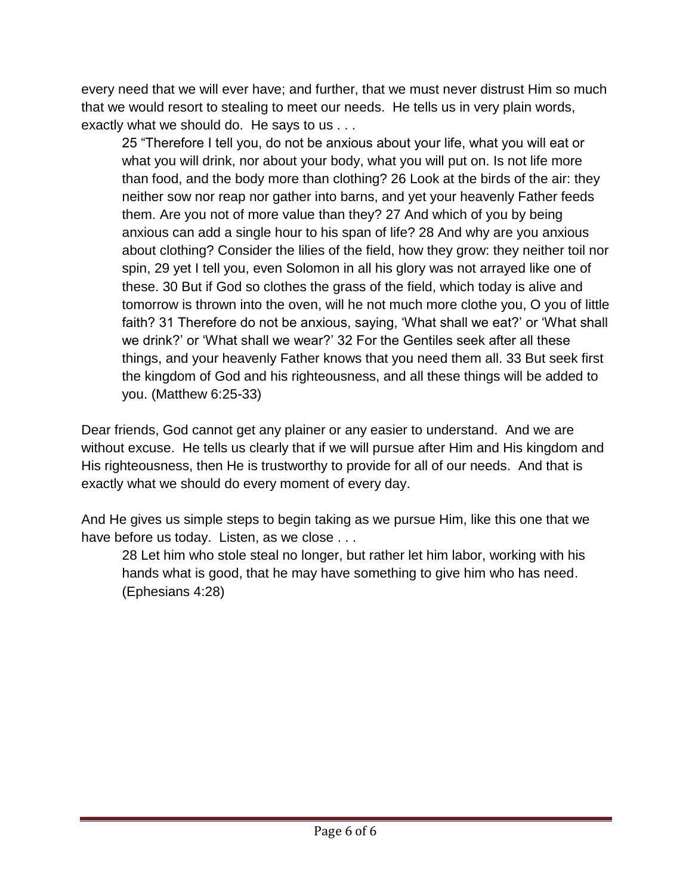every need that we will ever have; and further, that we must never distrust Him so much that we would resort to stealing to meet our needs. He tells us in very plain words, exactly what we should do. He says to us . . .

> 25 "Therefore I tell you, do not be anxious about your life, what you will eat or what you will drink, nor about your body, what you will put on. Is not life more than food, and the body more than clothing? 26 Look at the birds of the air: they neither sow nor reap nor gather into barns, and yet your heavenly Father feeds them. Are you not of more value than they? 27 And which of you by being anxious can add a single hour to his span of life? 28 And why are you anxious about clothing? Consider the lilies of the field, how they grow: they neither toil nor spin, 29 yet I tell you, even Solomon in all his glory was not arrayed like one of these. 30 But if God so clothes the grass of the field, which today is alive and tomorrow is thrown into the oven, will he not much more clothe you, O you of little faith? 31 Therefore do not be anxious, saying, 'What shall we eat?' or 'What shall we drink?' or 'What shall we wear?' 32 For the Gentiles seek after all these things, and your heavenly Father knows that you need them all. 33 But seek first the kingdom of God and his righteousness, and all these things will be added to you. (Matthew 6:25-33)

Dear friends, God cannot get any plainer or any easier to understand. And we are without excuse. He tells us clearly that if we will pursue after Him and His kingdom and His righteousness, then He is trustworthy to provide for all of our needs. And that is exactly what we should do every moment of every day.

And He gives us simple steps to begin taking as we pursue Him, like this one that we have before us today. Listen, as we close . . .

> 28 Let him who stole steal no longer, but rather let him labor, working with his hands what is good, that he may have something to give him who has need. (Ephesians 4:28)